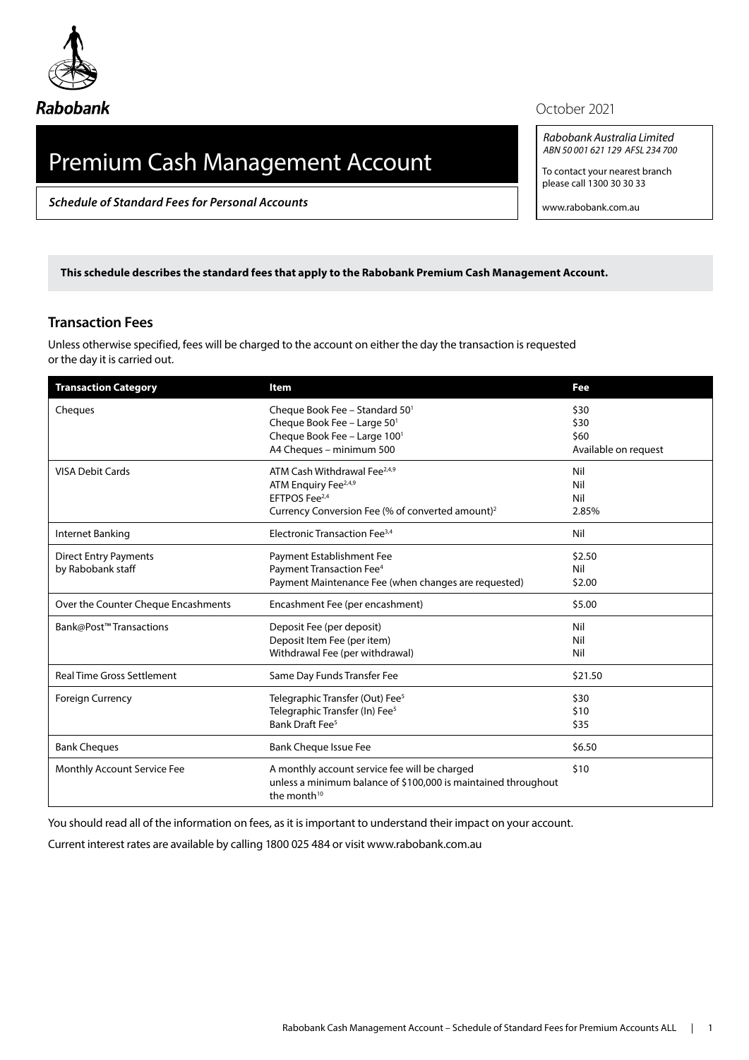Rabobank

October 2021

# Premium Cash Management Account

***Schedule of Standard Fees for Personal Accounts***

*Rabobank Australia Limited*
*ABN 50 001 621 129 AFSL 234 700*

To contact your nearest branch please call 1300 30 30 33

www.rabobank.com.au

**This schedule describes the standard fees that apply to the Rabobank Premium Cash Management Account.**

## Transaction Fees

Unless otherwise specified, fees will be charged to the account on either the day the transaction is requested or the day it is carried out.

| Transaction Category | Item | Fee |
|---|---|---|
| Cheques | Cheque Book Fee – Standard 50[1]<br>Cheque Book Fee – Large 50[1]<br>Cheque Book Fee – Large 100[1]<br>A4 Cheques – minimum 500 | \$30<br>\$30<br>\$60<br>Available on request |
| VISA Debit Cards | ATM Cash Withdrawal Fee[2,4,9]<br>ATM Enquiry Fee[2,4,9]<br>EFTPOS Fee[2,4]<br>Currency Conversion Fee (% of converted amount)[2] | Nil<br>Nil<br>Nil<br>2.85% |
| Internet Banking | Electronic Transaction Fee[3,4] | Nil |
| Direct Entry Payments by Rabobank staff | Payment Establishment Fee<br>Payment Transaction Fee[4]<br>Payment Maintenance Fee (when changes are requested) | \$2.50<br>Nil<br>\$2.00 |
| Over the Counter Cheque Encashments | Encashment Fee (per encashment) | \$5.00 |
| Bank@Post™ Transactions | Deposit Fee (per deposit)<br>Deposit Item Fee (per item)<br>Withdrawal Fee (per withdrawal) | Nil<br>Nil<br>Nil |
| Real Time Gross Settlement | Same Day Funds Transfer Fee | \$21.50 |
| Foreign Currency | Telegraphic Transfer (Out) Fee[5]<br>Telegraphic Transfer (In) Fee[5]<br>Bank Draft Fee[5] | \$30<br>\$10<br>\$35 |
| Bank Cheques | Bank Cheque Issue Fee | \$6.50 |
| Monthly Account Service Fee | A monthly account service fee will be charged unless a minimum balance of \$100,000 is maintained throughout the month[10] | \$10 |

You should read all of the information on fees, as it is important to understand their impact on your account.

Current interest rates are available by calling 1800 025 484 or visit www.rabobank.com.au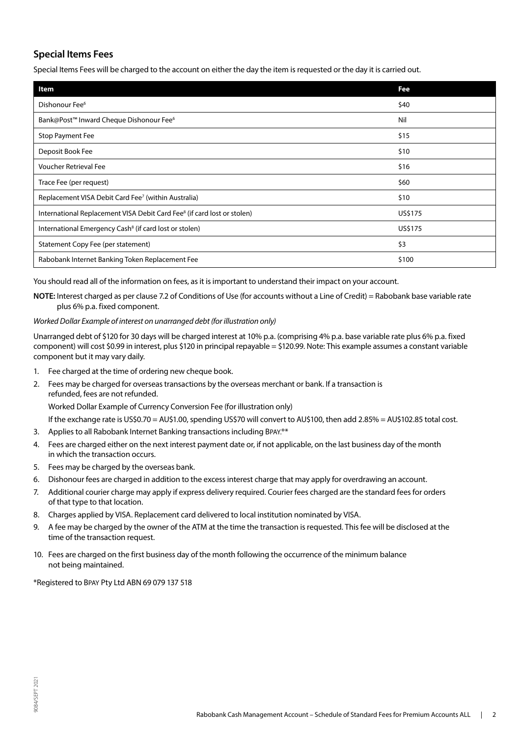## Special Items Fees

Special Items Fees will be charged to the account on either the day the item is requested or the day it is carried out.

| Item | Fee |
|---|---|
| Dishonour Fee[6] | $40 |
| Bank@Post™ Inward Cheque Dishonour Fee[6] | Nil |
| Stop Payment Fee | $15 |
| Deposit Book Fee | $10 |
| Voucher Retrieval Fee | $16 |
| Trace Fee (per request) | $60 |
| Replacement VISA Debit Card Fee[7] (within Australia) | $10 |
| International Replacement VISA Debit Card Fee[8] (if card lost or stolen) | US$175 |
| International Emergency Cash[8] (if card lost or stolen) | US$175 |
| Statement Copy Fee (per statement) | $3 |
| Rabobank Internet Banking Token Replacement Fee | $100 |

You should read all of the information on fees, as it is important to understand their impact on your account.

**NOTE:** Interest charged as per clause 7.2 of Conditions of Use (for accounts without a Line of Credit) = Rabobank base variable rate plus 6% p.a. fixed component.

*Worked Dollar Example of interest on unarranged debt (for illustration only)*

Unarranged debt of $120 for 30 days will be charged interest at 10% p.a. (comprising 4% p.a. base variable rate plus 6% p.a. fixed component) will cost $0.99 in interest, plus $120 in principal repayable = $120.99. Note: This example assumes a constant variable component but it may vary daily.

1. Fee charged at the time of ordering new cheque book.
2. Fees may be charged for overseas transactions by the overseas merchant or bank. If a transaction is refunded, fees are not refunded.

   Worked Dollar Example of Currency Conversion Fee (for illustration only)

   If the exchange rate is US$0.70 = AU$1.00, spending US$70 will convert to AU$100, then add 2.85% = AU$102.85 total cost.
3. Applies to all Rabobank Internet Banking transactions including BPAY.®*
4. Fees are charged either on the next interest payment date or, if not applicable, on the last business day of the month in which the transaction occurs.
5. Fees may be charged by the overseas bank.
6. Dishonour fees are charged in addition to the excess interest charge that may apply for overdrawing an account.
7. Additional courier charge may apply if express delivery required. Courier fees charged are the standard fees for orders of that type to that location.
8. Charges applied by VISA. Replacement card delivered to local institution nominated by VISA.
9. A fee may be charged by the owner of the ATM at the time the transaction is requested. This fee will be disclosed at the time of the transaction request.
10. Fees are charged on the first business day of the month following the occurrence of the minimum balance not being maintained.

*Registered to BPAY Pty Ltd ABN 69 079 137 518

9084/SEPT 2021